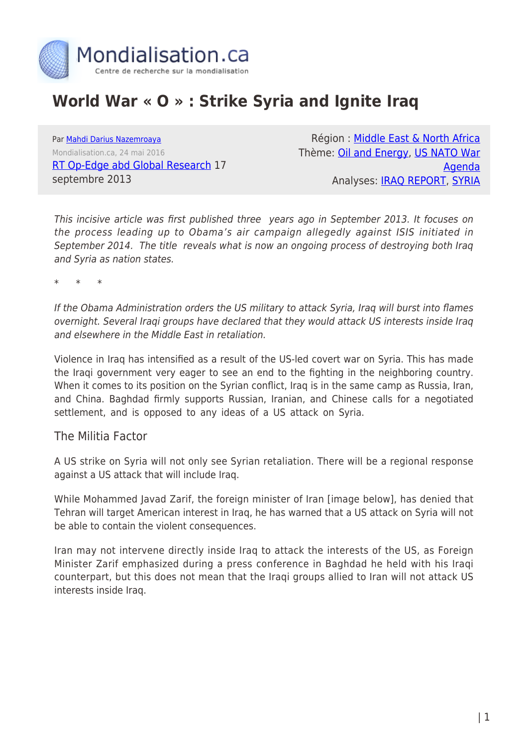# World War « O » : Strike Syria and Ignite Iraq

Par Mahdi Darius Nazemroaya
Mondialisation.ca, 24 mai 2016
RT Op-Edge abd Global Research 17 septembre 2013

Région : Middle East & North Africa
Thème: Oil and Energy, US NATO War Agenda
Analyses: IRAQ REPORT, SYRIA

*This incisive article was first published three years ago in September 2013. It focuses on the process leading up to Obama's air campaign allegedly against ISIS initiated in September 2014. The title reveals what is now an ongoing process of destroying both Iraq and Syria as nation states.*

\*    \*    \*

*If the Obama Administration orders the US military to attack Syria, Iraq will burst into flames overnight. Several Iraqi groups have declared that they would attack US interests inside Iraq and elsewhere in the Middle East in retaliation.*

Violence in Iraq has intensified as a result of the US-led covert war on Syria. This has made the Iraqi government very eager to see an end to the fighting in the neighboring country. When it comes to its position on the Syrian conflict, Iraq is in the same camp as Russia, Iran, and China. Baghdad firmly supports Russian, Iranian, and Chinese calls for a negotiated settlement, and is opposed to any ideas of a US attack on Syria.

## The Militia Factor

A US strike on Syria will not only see Syrian retaliation. There will be a regional response against a US attack that will include Iraq.

While Mohammed Javad Zarif, the foreign minister of Iran [image below], has denied that Tehran will target American interest in Iraq, he has warned that a US attack on Syria will not be able to contain the violent consequences.

Iran may not intervene directly inside Iraq to attack the interests of the US, as Foreign Minister Zarif emphasized during a press conference in Baghdad he held with his Iraqi counterpart, but this does not mean that the Iraqi groups allied to Iran will not attack US interests inside Iraq.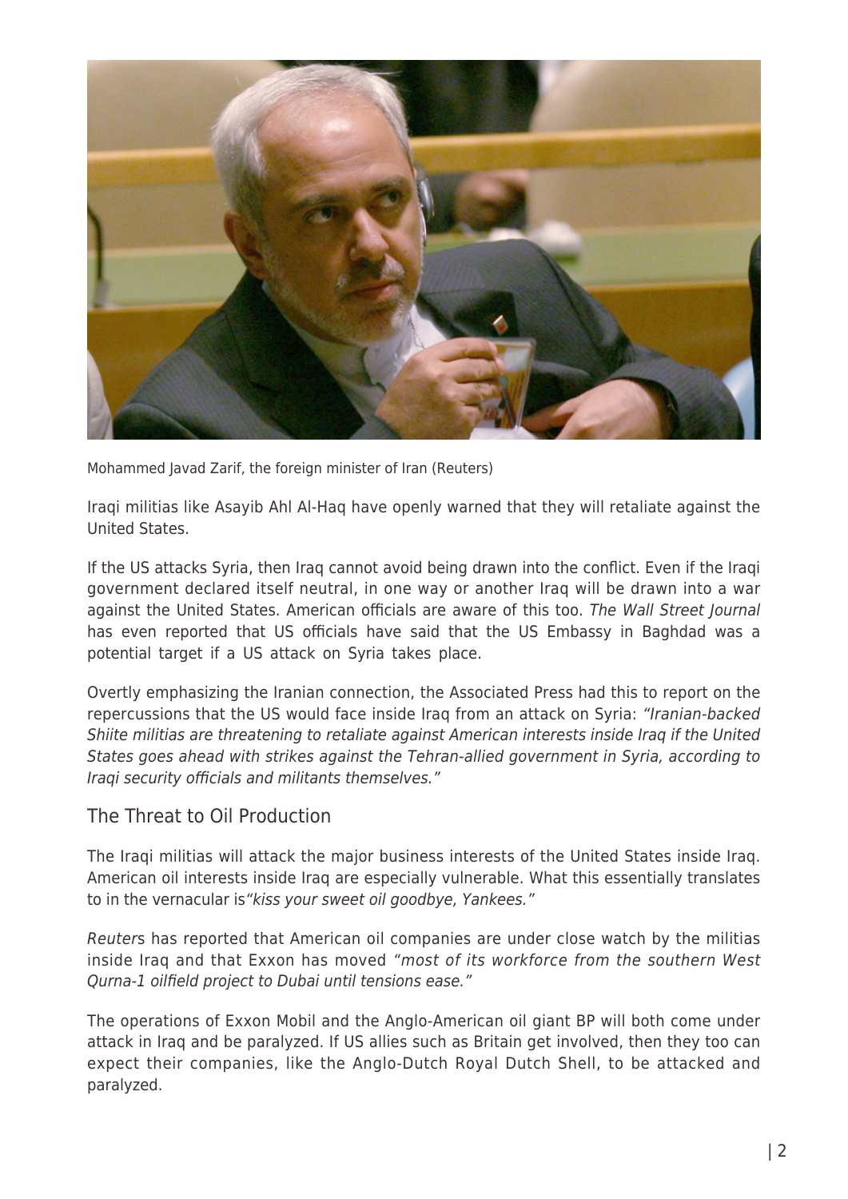Mohammed Javad Zarif, the foreign minister of Iran (Reuters)

Iraqi militias like Asayib Ahl Al-Haq have openly warned that they will retaliate against the United States.

If the US attacks Syria, then Iraq cannot avoid being drawn into the conflict. Even if the Iraqi government declared itself neutral, in one way or another Iraq will be drawn into a war against the United States. American officials are aware of this too. *The Wall Street Journal* has even reported that US officials have said that the US Embassy in Baghdad was a potential target if a US attack on Syria takes place.

Overtly emphasizing the Iranian connection, the Associated Press had this to report on the repercussions that the US would face inside Iraq from an attack on Syria: *"Iranian-backed Shiite militias are threatening to retaliate against American interests inside Iraq if the United States goes ahead with strikes against the Tehran-allied government in Syria, according to Iraqi security officials and militants themselves."*

## The Threat to Oil Production

The Iraqi militias will attack the major business interests of the United States inside Iraq. American oil interests inside Iraq are especially vulnerable. What this essentially translates to in the vernacular is *"kiss your sweet oil goodbye, Yankees."*

*Reuters* has reported that American oil companies are under close watch by the militias inside Iraq and that Exxon has moved *"most of its workforce from the southern West Qurna-1 oilfield project to Dubai until tensions ease."*

The operations of Exxon Mobil and the Anglo-American oil giant BP will both come under attack in Iraq and be paralyzed. If US allies such as Britain get involved, then they too can expect their companies, like the Anglo-Dutch Royal Dutch Shell, to be attacked and paralyzed.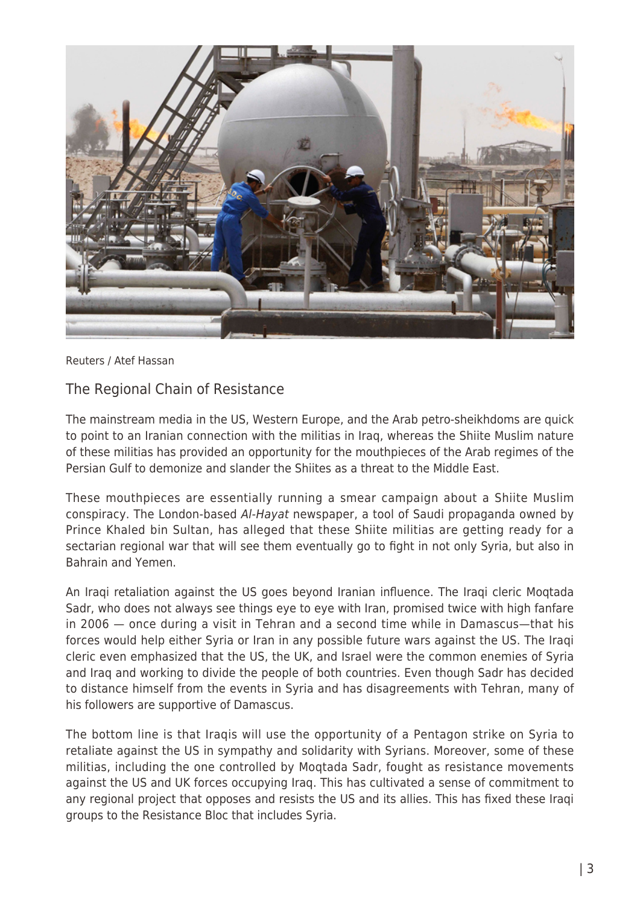Reuters / Atef Hassan

## The Regional Chain of Resistance

The mainstream media in the US, Western Europe, and the Arab petro-sheikhdoms are quick to point to an Iranian connection with the militias in Iraq, whereas the Shiite Muslim nature of these militias has provided an opportunity for the mouthpieces of the Arab regimes of the Persian Gulf to demonize and slander the Shiites as a threat to the Middle East.

These mouthpieces are essentially running a smear campaign about a Shiite Muslim conspiracy. The London-based *Al-Hayat* newspaper, a tool of Saudi propaganda owned by Prince Khaled bin Sultan, has alleged that these Shiite militias are getting ready for a sectarian regional war that will see them eventually go to fight in not only Syria, but also in Bahrain and Yemen.

An Iraqi retaliation against the US goes beyond Iranian influence. The Iraqi cleric Moqtada Sadr, who does not always see things eye to eye with Iran, promised twice with high fanfare in 2006 — once during a visit in Tehran and a second time while in Damascus—that his forces would help either Syria or Iran in any possible future wars against the US. The Iraqi cleric even emphasized that the US, the UK, and Israel were the common enemies of Syria and Iraq and working to divide the people of both countries. Even though Sadr has decided to distance himself from the events in Syria and has disagreements with Tehran, many of his followers are supportive of Damascus.

The bottom line is that Iraqis will use the opportunity of a Pentagon strike on Syria to retaliate against the US in sympathy and solidarity with Syrians. Moreover, some of these militias, including the one controlled by Moqtada Sadr, fought as resistance movements against the US and UK forces occupying Iraq. This has cultivated a sense of commitment to any regional project that opposes and resists the US and its allies. This has fixed these Iraqi groups to the Resistance Bloc that includes Syria.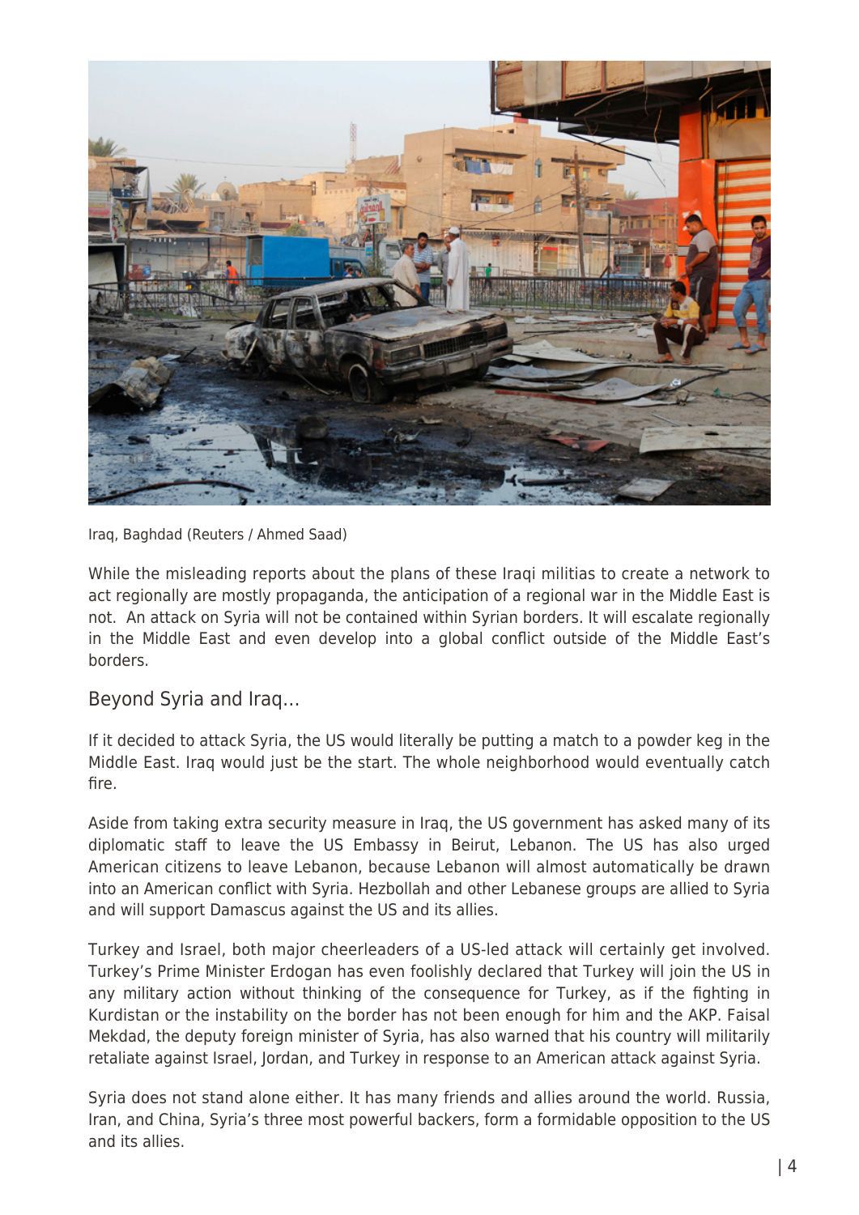Iraq, Baghdad (Reuters / Ahmed Saad)

While the misleading reports about the plans of these Iraqi militias to create a network to act regionally are mostly propaganda, the anticipation of a regional war in the Middle East is not. An attack on Syria will not be contained within Syrian borders. It will escalate regionally in the Middle East and even develop into a global conflict outside of the Middle East's borders.

## Beyond Syria and Iraq…

If it decided to attack Syria, the US would literally be putting a match to a powder keg in the Middle East. Iraq would just be the start. The whole neighborhood would eventually catch fire.

Aside from taking extra security measure in Iraq, the US government has asked many of its diplomatic staff to leave the US Embassy in Beirut, Lebanon. The US has also urged American citizens to leave Lebanon, because Lebanon will almost automatically be drawn into an American conflict with Syria. Hezbollah and other Lebanese groups are allied to Syria and will support Damascus against the US and its allies.

Turkey and Israel, both major cheerleaders of a US-led attack will certainly get involved. Turkey's Prime Minister Erdogan has even foolishly declared that Turkey will join the US in any military action without thinking of the consequence for Turkey, as if the fighting in Kurdistan or the instability on the border has not been enough for him and the AKP. Faisal Mekdad, the deputy foreign minister of Syria, has also warned that his country will militarily retaliate against Israel, Jordan, and Turkey in response to an American attack against Syria.

Syria does not stand alone either. It has many friends and allies around the world. Russia, Iran, and China, Syria's three most powerful backers, form a formidable opposition to the US and its allies.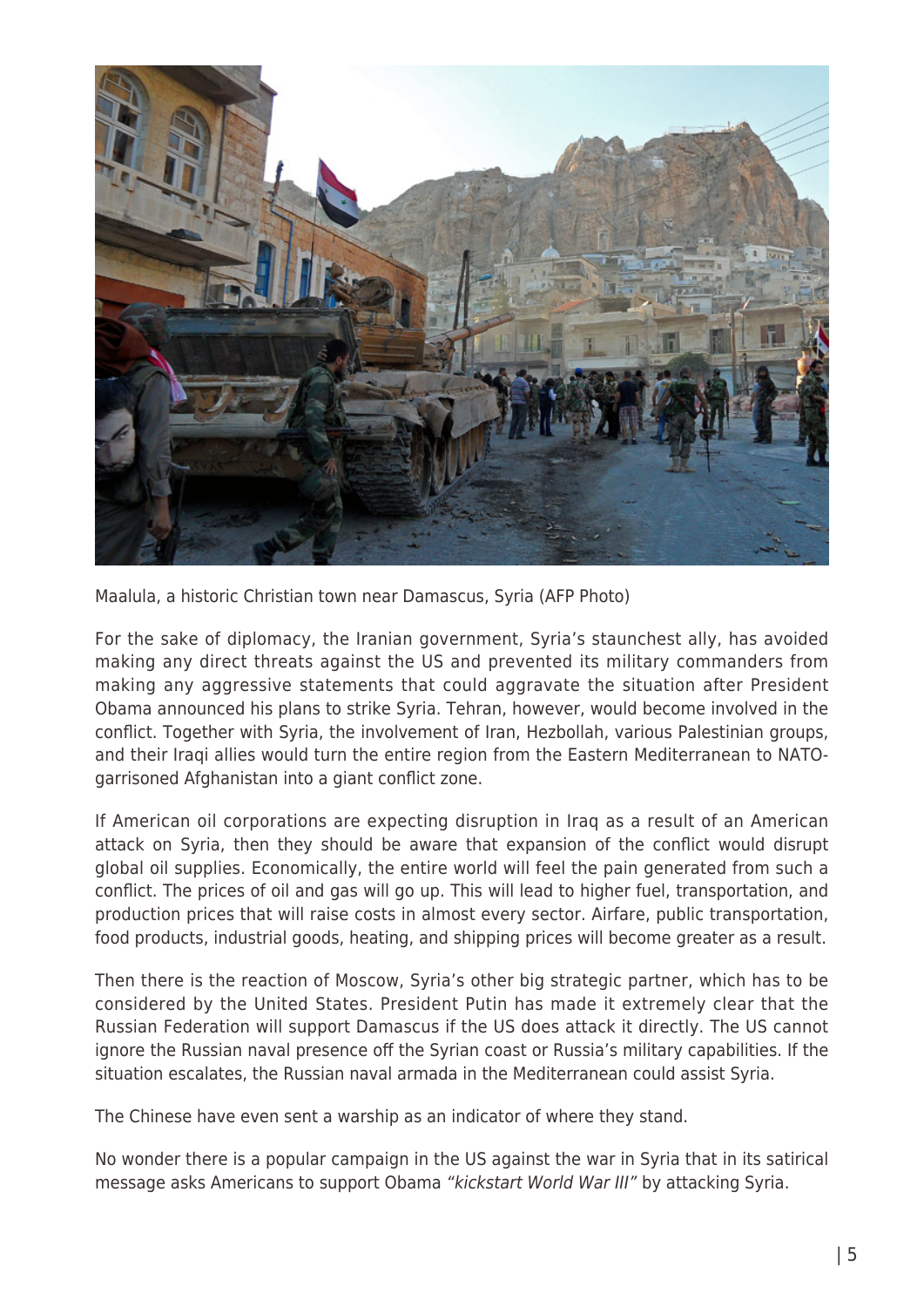Maalula, a historic Christian town near Damascus, Syria (AFP Photo)

For the sake of diplomacy, the Iranian government, Syria's staunchest ally, has avoided making any direct threats against the US and prevented its military commanders from making any aggressive statements that could aggravate the situation after President Obama announced his plans to strike Syria. Tehran, however, would become involved in the conflict. Together with Syria, the involvement of Iran, Hezbollah, various Palestinian groups, and their Iraqi allies would turn the entire region from the Eastern Mediterranean to NATO-garrisoned Afghanistan into a giant conflict zone.

If American oil corporations are expecting disruption in Iraq as a result of an American attack on Syria, then they should be aware that expansion of the conflict would disrupt global oil supplies. Economically, the entire world will feel the pain generated from such a conflict. The prices of oil and gas will go up. This will lead to higher fuel, transportation, and production prices that will raise costs in almost every sector. Airfare, public transportation, food products, industrial goods, heating, and shipping prices will become greater as a result.

Then there is the reaction of Moscow, Syria's other big strategic partner, which has to be considered by the United States. President Putin has made it extremely clear that the Russian Federation will support Damascus if the US does attack it directly. The US cannot ignore the Russian naval presence off the Syrian coast or Russia's military capabilities. If the situation escalates, the Russian naval armada in the Mediterranean could assist Syria.

The Chinese have even sent a warship as an indicator of where they stand.

No wonder there is a popular campaign in the US against the war in Syria that in its satirical message asks Americans to support Obama *"kickstart World War III"* by attacking Syria.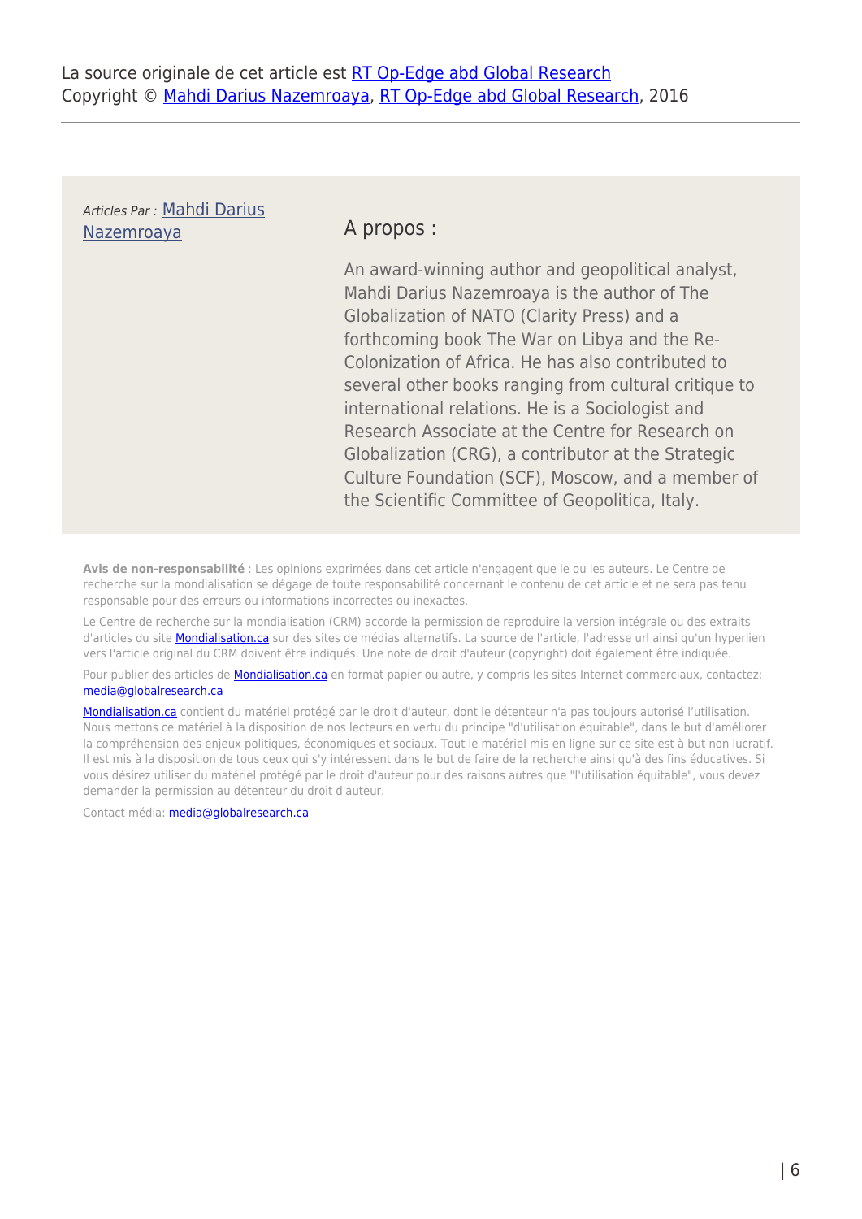La source originale de cet article est RT Op-Edge abd Global Research
Copyright © Mahdi Darius Nazemroaya, RT Op-Edge abd Global Research, 2016

---

*Articles Par :* Mahdi Darius Nazemroaya

## A propos :

An award-winning author and geopolitical analyst, Mahdi Darius Nazemroaya is the author of The Globalization of NATO (Clarity Press) and a forthcoming book The War on Libya and the Re-Colonization of Africa. He has also contributed to several other books ranging from cultural critique to international relations. He is a Sociologist and Research Associate at the Centre for Research on Globalization (CRG), a contributor at the Strategic Culture Foundation (SCF), Moscow, and a member of the Scientific Committee of Geopolitica, Italy.

**Avis de non-responsabilité** : Les opinions exprimées dans cet article n'engagent que le ou les auteurs. Le Centre de recherche sur la mondialisation se dégage de toute responsabilité concernant le contenu de cet article et ne sera pas tenu responsable pour des erreurs ou informations incorrectes ou inexactes.

Le Centre de recherche sur la mondialisation (CRM) accorde la permission de reproduire la version intégrale ou des extraits d'articles du site Mondialisation.ca sur des sites de médias alternatifs. La source de l'article, l'adresse url ainsi qu'un hyperlien vers l'article original du CRM doivent être indiqués. Une note de droit d'auteur (copyright) doit également être indiquée.

Pour publier des articles de Mondialisation.ca en format papier ou autre, y compris les sites Internet commerciaux, contactez: media@globalresearch.ca

Mondialisation.ca contient du matériel protégé par le droit d'auteur, dont le détenteur n'a pas toujours autorisé l'utilisation. Nous mettons ce matériel à la disposition de nos lecteurs en vertu du principe "d'utilisation équitable", dans le but d'améliorer la compréhension des enjeux politiques, économiques et sociaux. Tout le matériel mis en ligne sur ce site est à but non lucratif. Il est mis à la disposition de tous ceux qui s'y intéressent dans le but de faire de la recherche ainsi qu'à des fins éducatives. Si vous désirez utiliser du matériel protégé par le droit d'auteur pour des raisons autres que "l'utilisation équitable", vous devez demander la permission au détenteur du droit d'auteur.

Contact média: media@globalresearch.ca